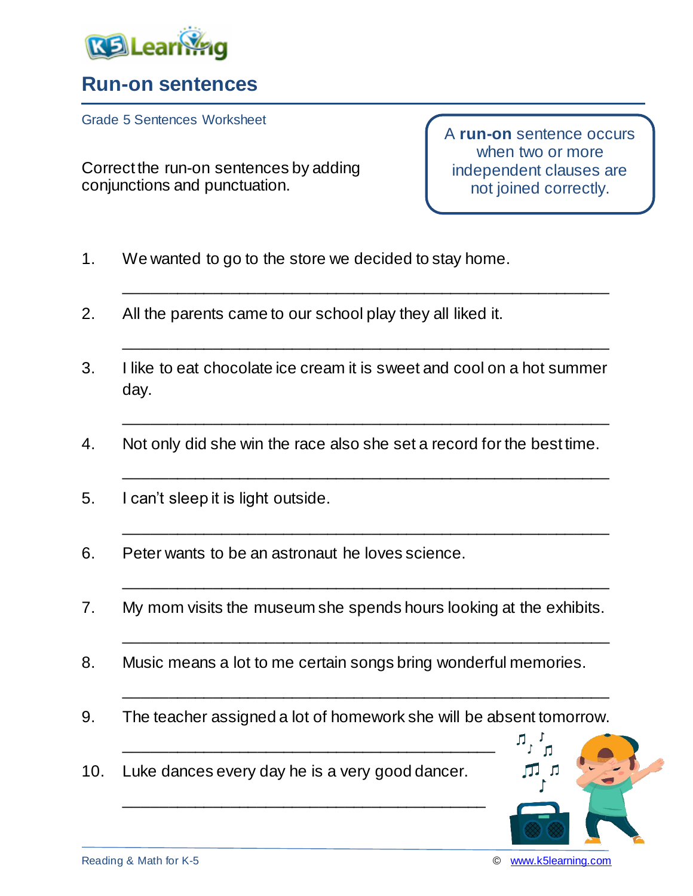# Run-on sentences

Grade 5 Sentences Worksheet

Correct the run-on sentences by adding conjunctions and punctuation.

A **run-on** sentence occurs when two or more independent clauses are not joined correctly.

1. We wanted to go to the store we decided to stay home.

   ______________________________________________

2. All the parents came to our school play they all liked it.

   ______________________________________________

3. I like to eat chocolate ice cream it is sweet and cool on a hot summer day.

   ______________________________________________

4. Not only did she win the race also she set a record for the best time.

   ______________________________________________

5. I can't sleep it is light outside.

   ______________________________________________

6. Peter wants to be an astronaut he loves science.

   ______________________________________________

7. My mom visits the museum she spends hours looking at the exhibits.

   ______________________________________________

8. Music means a lot to me certain songs bring wonderful memories.

   ______________________________________________

9. The teacher assigned a lot of homework she will be absent tomorrow.

   ______________________________________________

10. Luke dances every day he is a very good dancer.

    ______________________________________________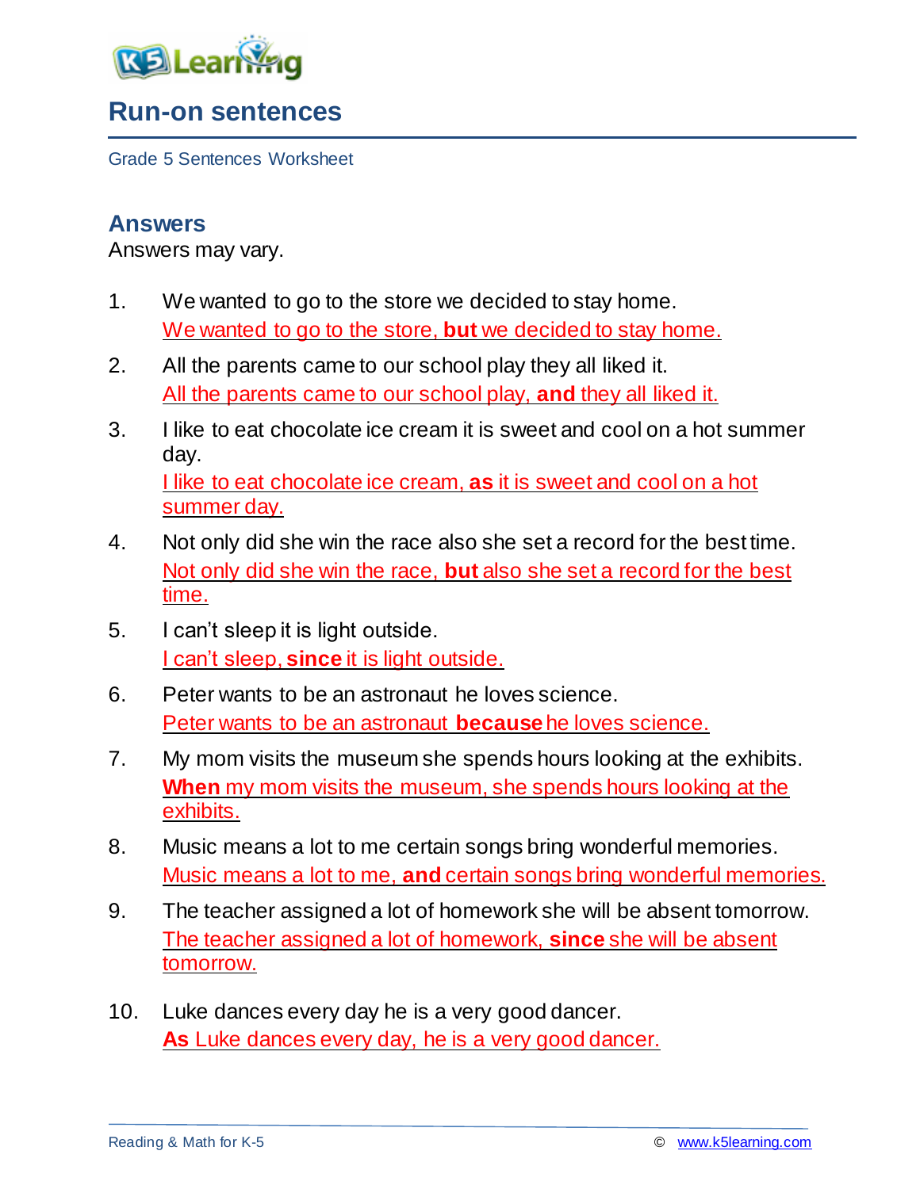# Run-on sentences

Grade 5 Sentences Worksheet

## Answers

Answers may vary.

1. We wanted to go to the store we decided to stay home.
   We wanted to go to the store, **but** we decided to stay home.
2. All the parents came to our school play they all liked it.
   All the parents came to our school play, **and** they all liked it.
3. I like to eat chocolate ice cream it is sweet and cool on a hot summer day.
   I like to eat chocolate ice cream, **as** it is sweet and cool on a hot summer day.
4. Not only did she win the race also she set a record for the best time.
   Not only did she win the race, **but** also she set a record for the best time.
5. I can't sleep it is light outside.
   I can't sleep, **since** it is light outside.
6. Peter wants to be an astronaut he loves science.
   Peter wants to be an astronaut **because** he loves science.
7. My mom visits the museum she spends hours looking at the exhibits.
   **When** my mom visits the museum, she spends hours looking at the exhibits.
8. Music means a lot to me certain songs bring wonderful memories.
   Music means a lot to me, **and** certain songs bring wonderful memories.
9. The teacher assigned a lot of homework she will be absent tomorrow.
   The teacher assigned a lot of homework, **since** she will be absent tomorrow.
10. Luke dances every day he is a very good dancer.
    **As** Luke dances every day, he is a very good dancer.